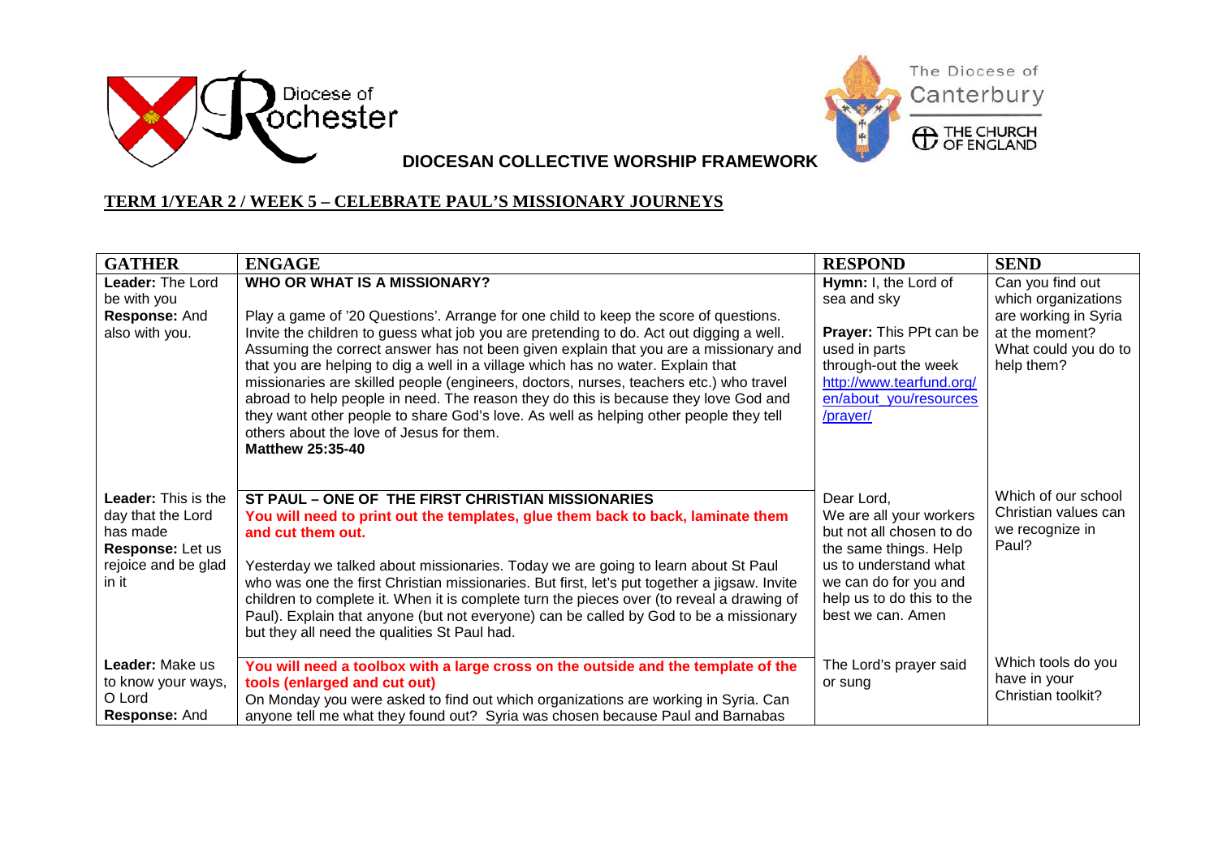Diocese of Rochester

The Diocese of Canterbury

THE CHURCH OF ENGLAND

**DIOCESAN COLLECTIVE WORSHIP FRAMEWORK**

## TERM 1/YEAR 2 / WEEK 5 – CELEBRATE PAUL'S MISSIONARY JOURNEYS

| GATHER | ENGAGE | RESPOND | SEND |
|---|---|---|---|
| **Leader:** The Lord be with you<br>**Response:** And also with you. | **WHO OR WHAT IS A MISSIONARY?**<br><br>Play a game of '20 Questions'. Arrange for one child to keep the score of questions. Invite the children to guess what job you are pretending to do. Act out digging a well. Assuming the correct answer has not been given explain that you are a missionary and that you are helping to dig a well in a village which has no water. Explain that missionaries are skilled people (engineers, doctors, nurses, teachers etc.) who travel abroad to help people in need. The reason they do this is because they love God and they want other people to share God's love. As well as helping other people they tell others about the love of Jesus for them.<br>**Matthew 25:35-40** | **Hymn:** I, the Lord of sea and sky<br><br>**Prayer:** This PPt can be used in parts through-out the week http://www.tearfund.org/en/about_you/resources/prayer/ | Can you find out which organizations are working in Syria at the moment? What could you do to help them? |
| **Leader:** This is the day that the Lord has made<br>**Response:** Let us rejoice and be glad in it | **ST PAUL – ONE OF THE FIRST CHRISTIAN MISSIONARIES**<br>**You will need to print out the templates, glue them back to back, laminate them and cut them out.**<br><br>Yesterday we talked about missionaries. Today we are going to learn about St Paul who was one the first Christian missionaries. But first, let's put together a jigsaw. Invite children to complete it. When it is complete turn the pieces over (to reveal a drawing of Paul). Explain that anyone (but not everyone) can be called by God to be a missionary but they all need the qualities St Paul had. | Dear Lord,<br>We are all your workers but not all chosen to do the same things. Help us to understand what we can do for you and help us to do this to the best we can. Amen | Which of our school Christian values can we recognize in Paul? |
| **Leader:** Make us to know your ways, O Lord<br>**Response:** And | **You will need a toolbox with a large cross on the outside and the template of the tools (enlarged and cut out)**<br>On Monday you were asked to find out which organizations are working in Syria. Can anyone tell me what they found out? Syria was chosen because Paul and Barnabas | The Lord's prayer said or sung | Which tools do you have in your Christian toolkit? |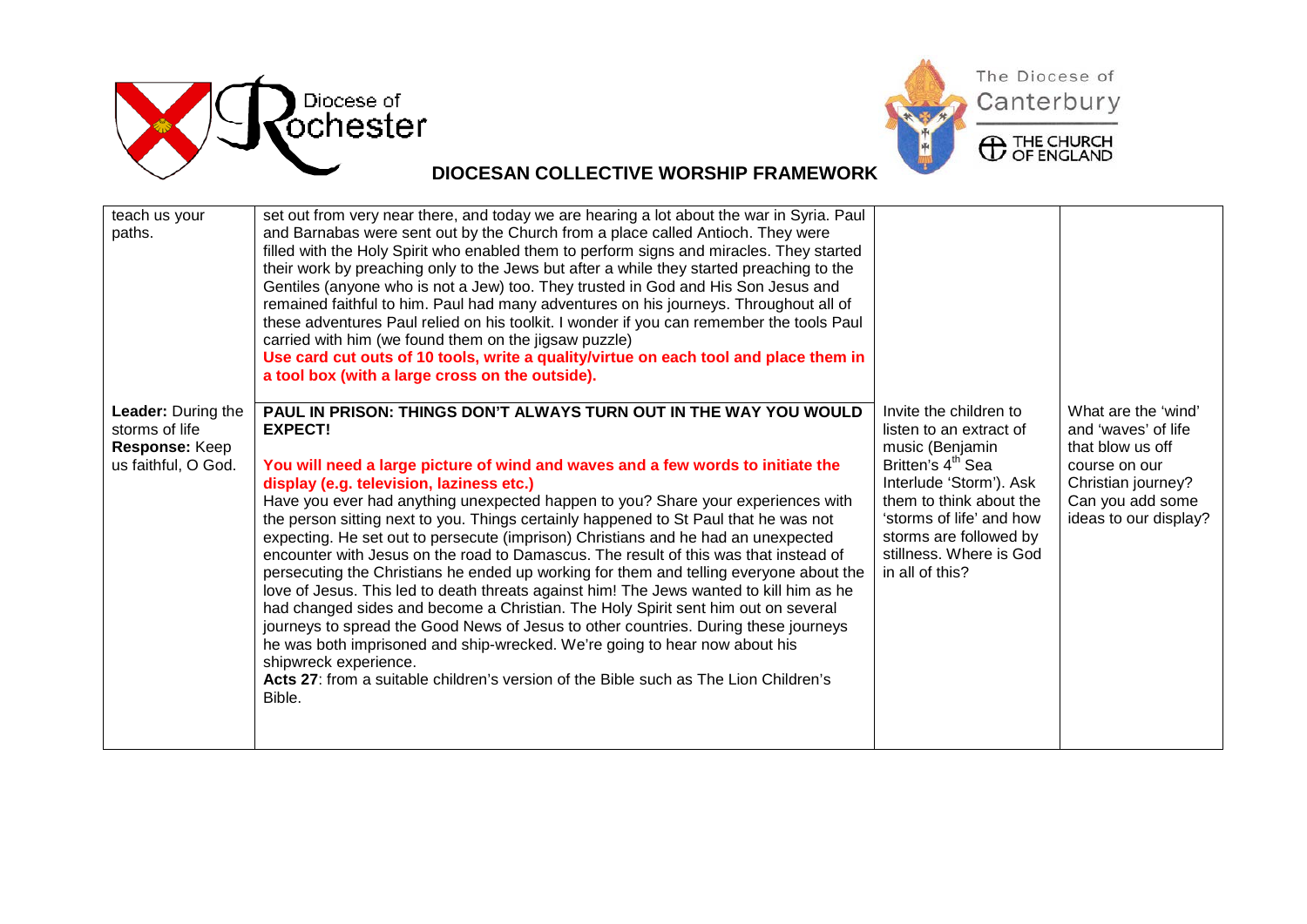**DIOCESAN COLLECTIVE WORSHIP FRAMEWORK**

| | | | |
|---|---|---|---|
| teach us your paths. | set out from very near there, and today we are hearing a lot about the war in Syria. Paul and Barnabas were sent out by the Church from a place called Antioch. They were filled with the Holy Spirit who enabled them to perform signs and miracles. They started their work by preaching only to the Jews but after a while they started preaching to the Gentiles (anyone who is not a Jew) too. They trusted in God and His Son Jesus and remained faithful to him. Paul had many adventures on his journeys. Throughout all of these adventures Paul relied on his toolkit. I wonder if you can remember the tools Paul carried with him (we found them on the jigsaw puzzle)<br>**Use card cut outs of 10 tools, write a quality/virtue on each tool and place them in a tool box (with a large cross on the outside).** | | |
| **Leader:** During the storms of life<br>**Response:** Keep us faithful, O God. | **PAUL IN PRISON: THINGS DON'T ALWAYS TURN OUT IN THE WAY YOU WOULD EXPECT!**<br><br>**You will need a large picture of wind and waves and a few words to initiate the display (e.g. television, laziness etc.)**<br>Have you ever had anything unexpected happen to you? Share your experiences with the person sitting next to you. Things certainly happened to St Paul that he was not expecting. He set out to persecute (imprison) Christians and he had an unexpected encounter with Jesus on the road to Damascus. The result of this was that instead of persecuting the Christians he ended up working for them and telling everyone about the love of Jesus. This led to death threats against him! The Jews wanted to kill him as he had changed sides and become a Christian. The Holy Spirit sent him out on several journeys to spread the Good News of Jesus to other countries. During these journeys he was both imprisoned and ship-wrecked. We're going to hear now about his shipwreck experience.<br>**Acts 27**: from a suitable children's version of the Bible such as The Lion Children's Bible. | Invite the children to listen to an extract of music (Benjamin Britten's 4th Sea Interlude 'Storm'). Ask them to think about the 'storms of life' and how storms are followed by stillness. Where is God in all of this? | What are the 'wind' and 'waves' of life that blow us off course on our Christian journey? Can you add some ideas to our display? |